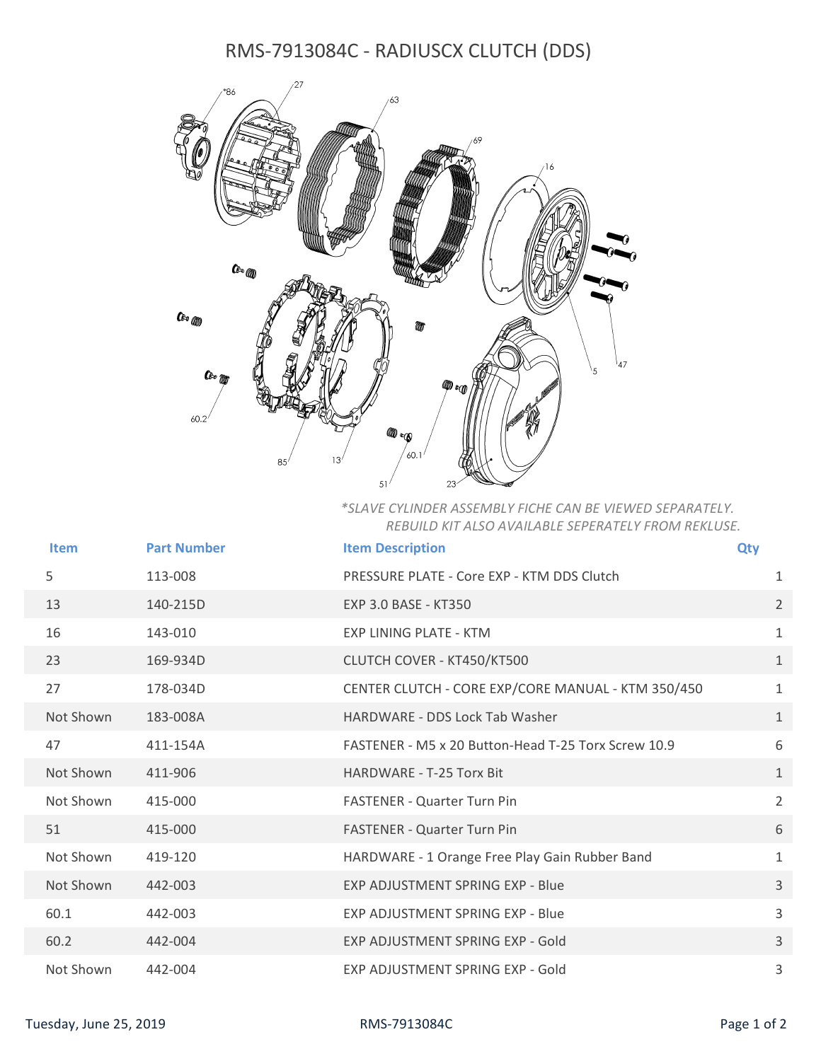# RMS-7913084C - RADIUSCX CLUTCH (DDS)

*\*SLAVE CYLINDER ASSEMBLY FICHE CAN BE VIEWED SEPARATELY. REBUILD KIT ALSO AVAILABLE SEPERATELY FROM REKLUSE.*

| Item | Part Number | Item Description | Qty |
|---|---|---|---|
| 5 | 113-008 | PRESSURE PLATE - Core EXP - KTM DDS Clutch | 1 |
| 13 | 140-215D | EXP 3.0 BASE - KT350 | 2 |
| 16 | 143-010 | EXP LINING PLATE - KTM | 1 |
| 23 | 169-934D | CLUTCH COVER - KT450/KT500 | 1 |
| 27 | 178-034D | CENTER CLUTCH - CORE EXP/CORE MANUAL - KTM 350/450 | 1 |
| Not Shown | 183-008A | HARDWARE - DDS Lock Tab Washer | 1 |
| 47 | 411-154A | FASTENER - M5 x 20 Button-Head T-25 Torx Screw 10.9 | 6 |
| Not Shown | 411-906 | HARDWARE - T-25 Torx Bit | 1 |
| Not Shown | 415-000 | FASTENER - Quarter Turn Pin | 2 |
| 51 | 415-000 | FASTENER - Quarter Turn Pin | 6 |
| Not Shown | 419-120 | HARDWARE - 1 Orange Free Play Gain Rubber Band | 1 |
| Not Shown | 442-003 | EXP ADJUSTMENT SPRING EXP - Blue | 3 |
| 60.1 | 442-003 | EXP ADJUSTMENT SPRING EXP - Blue | 3 |
| 60.2 | 442-004 | EXP ADJUSTMENT SPRING EXP - Gold | 3 |
| Not Shown | 442-004 | EXP ADJUSTMENT SPRING EXP - Gold | 3 |

Tuesday, June 25, 2019 RMS-7913084C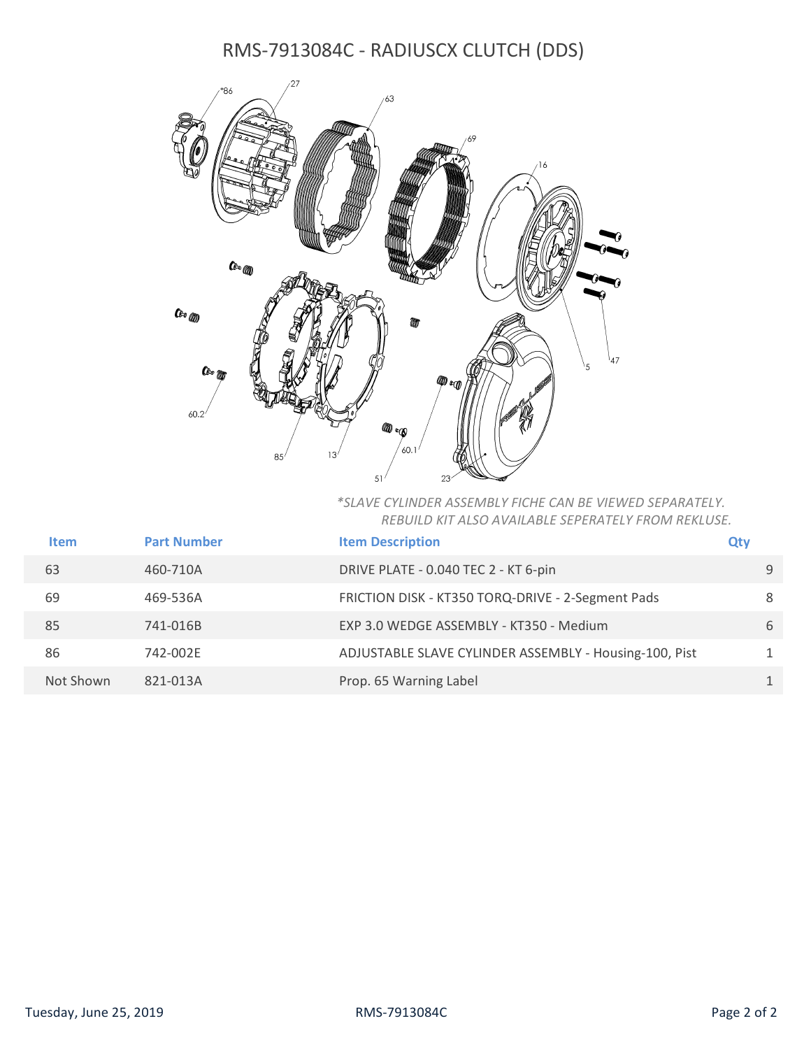# RMS-7913084C - RADIUSCX CLUTCH (DDS)

*86
27
63
69
16
5
47
60.2
85
13
51
60.1
23

*\*SLAVE CYLINDER ASSEMBLY FICHE CAN BE VIEWED SEPARATELY.*
*REBUILD KIT ALSO AVAILABLE SEPERATELY FROM REKLUSE.*

| Item | Part Number | Item Description | Qty |
|---|---|---|---|
| 63 | 460-710A | DRIVE PLATE - 0.040 TEC 2 - KT 6-pin | 9 |
| 69 | 469-536A | FRICTION DISK - KT350 TORQ-DRIVE - 2-Segment Pads | 8 |
| 85 | 741-016B | EXP 3.0 WEDGE ASSEMBLY - KT350 - Medium | 6 |
| 86 | 742-002E | ADJUSTABLE SLAVE CYLINDER ASSEMBLY - Housing-100, Pist | 1 |
| Not Shown | 821-013A | Prop. 65 Warning Label | 1 |

Tuesday, June 25, 2019